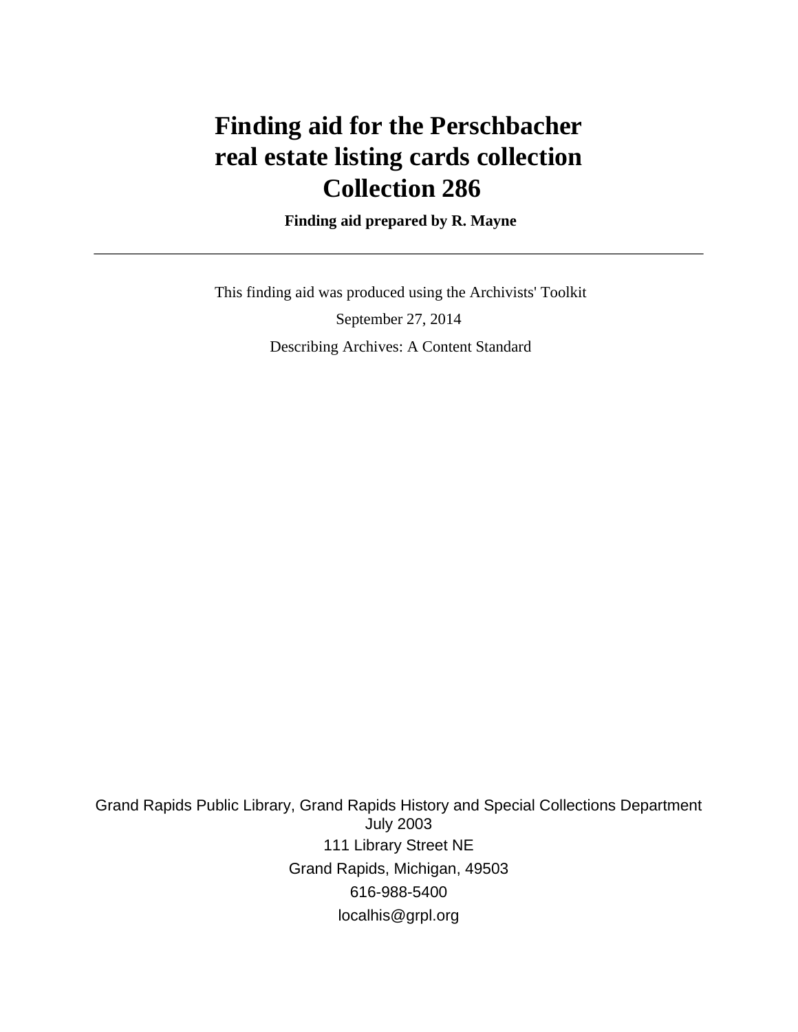# Finding aid for the Perschbacher real estate listing cards collection
# Collection 286

**Finding aid prepared by R. Mayne**

---

This finding aid was produced using the Archivists' Toolkit

September 27, 2014

Describing Archives: A Content Standard

Grand Rapids Public Library, Grand Rapids History and Special Collections Department
July 2003

111 Library Street NE

Grand Rapids, Michigan, 49503

616-988-5400

localhis@grpl.org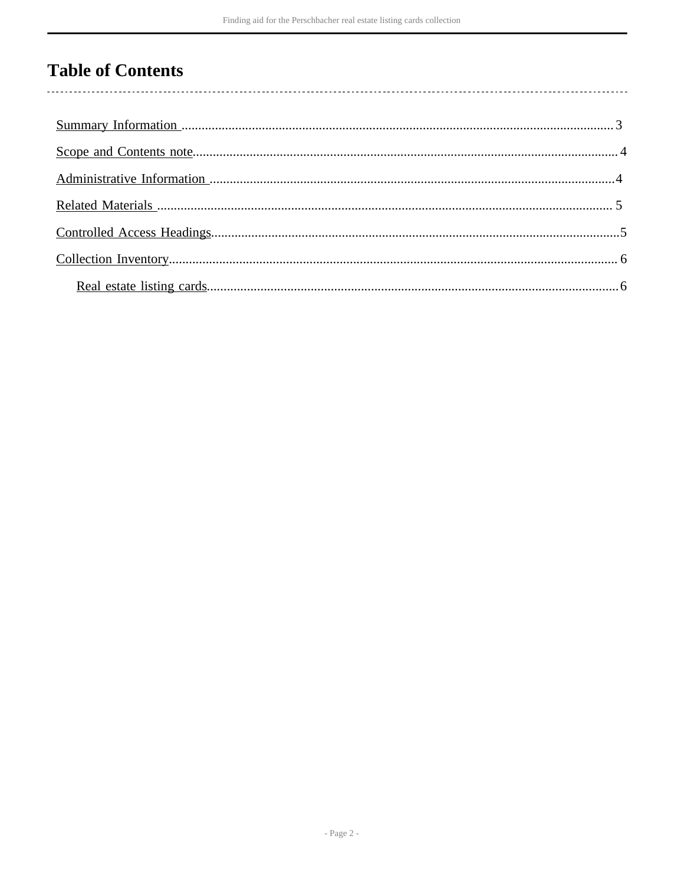# Table of Contents

- Summary Information ........................................ 3
- Scope and Contents note ........................................ 4
- Administrative Information ........................................ 4
- Related Materials ........................................ 5
- Controlled Access Headings ........................................ 5
- Collection Inventory ........................................ 6
  - Real estate listing cards ........................................ 6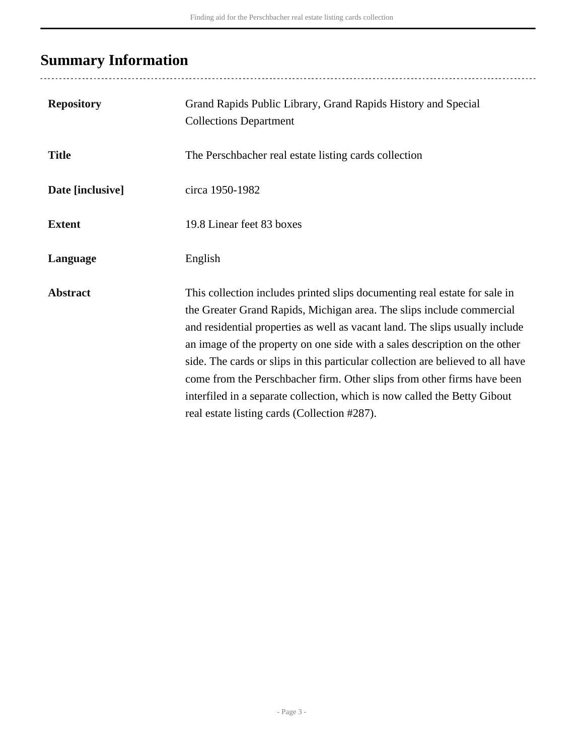## Summary Information

| | |
|---|---|
| **Repository** | Grand Rapids Public Library, Grand Rapids History and Special Collections Department |
| **Title** | The Perschbacher real estate listing cards collection |
| **Date [inclusive]** | circa 1950-1982 |
| **Extent** | 19.8 Linear feet 83 boxes |
| **Language** | English |
| **Abstract** | This collection includes printed slips documenting real estate for sale in the Greater Grand Rapids, Michigan area. The slips include commercial and residential properties as well as vacant land. The slips usually include an image of the property on one side with a sales description on the other side. The cards or slips in this particular collection are believed to all have come from the Perschbacher firm. Other slips from other firms have been interfiled in a separate collection, which is now called the Betty Gibout real estate listing cards (Collection #287). |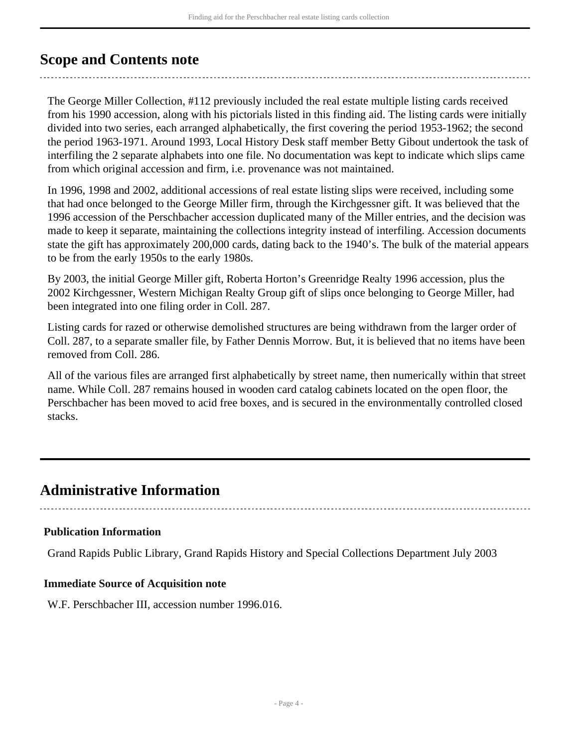## Scope and Contents note

The George Miller Collection, #112 previously included the real estate multiple listing cards received from his 1990 accession, along with his pictorials listed in this finding aid. The listing cards were initially divided into two series, each arranged alphabetically, the first covering the period 1953-1962; the second the period 1963-1971. Around 1993, Local History Desk staff member Betty Gibout undertook the task of interfiling the 2 separate alphabets into one file. No documentation was kept to indicate which slips came from which original accession and firm, i.e. provenance was not maintained.

In 1996, 1998 and 2002, additional accessions of real estate listing slips were received, including some that had once belonged to the George Miller firm, through the Kirchgessner gift. It was believed that the 1996 accession of the Perschbacher accession duplicated many of the Miller entries, and the decision was made to keep it separate, maintaining the collections integrity instead of interfiling. Accession documents state the gift has approximately 200,000 cards, dating back to the 1940’s. The bulk of the material appears to be from the early 1950s to the early 1980s.

By 2003, the initial George Miller gift, Roberta Horton’s Greenridge Realty 1996 accession, plus the 2002 Kirchgessner, Western Michigan Realty Group gift of slips once belonging to George Miller, had been integrated into one filing order in Coll. 287.

Listing cards for razed or otherwise demolished structures are being withdrawn from the larger order of Coll. 287, to a separate smaller file, by Father Dennis Morrow. But, it is believed that no items have been removed from Coll. 286.

All of the various files are arranged first alphabetically by street name, then numerically within that street name. While Coll. 287 remains housed in wooden card catalog cabinets located on the open floor, the Perschbacher has been moved to acid free boxes, and is secured in the environmentally controlled closed stacks.

## Administrative Information

### Publication Information

Grand Rapids Public Library, Grand Rapids History and Special Collections Department July 2003

### Immediate Source of Acquisition note

W.F. Perschbacher III, accession number 1996.016.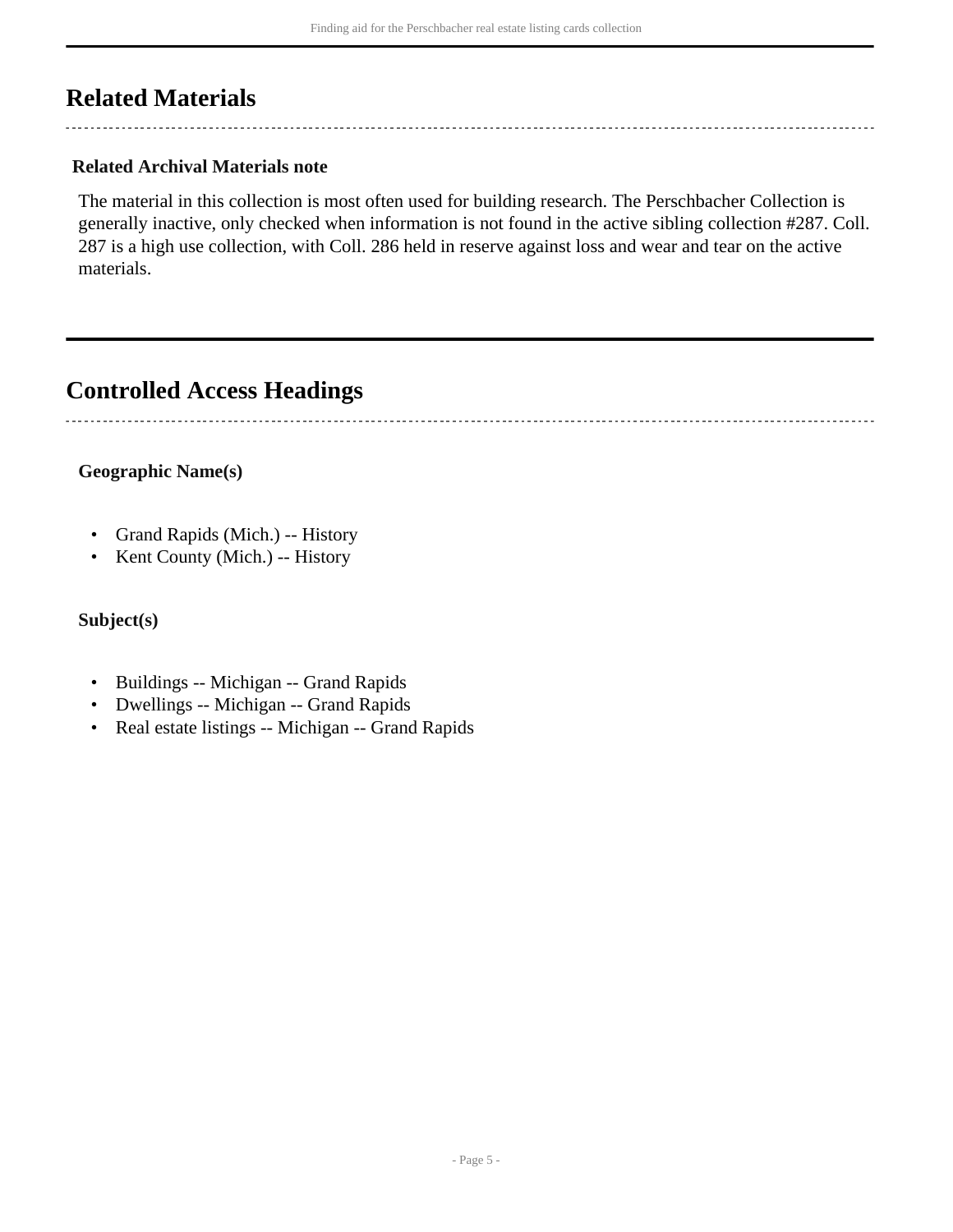## Related Materials

**Related Archival Materials note**

The material in this collection is most often used for building research. The Perschbacher Collection is generally inactive, only checked when information is not found in the active sibling collection #287. Coll. 287 is a high use collection, with Coll. 286 held in reserve against loss and wear and tear on the active materials.

## Controlled Access Headings

**Geographic Name(s)**

- Grand Rapids (Mich.) -- History
- Kent County (Mich.) -- History

**Subject(s)**

- Buildings -- Michigan -- Grand Rapids
- Dwellings -- Michigan -- Grand Rapids
- Real estate listings -- Michigan -- Grand Rapids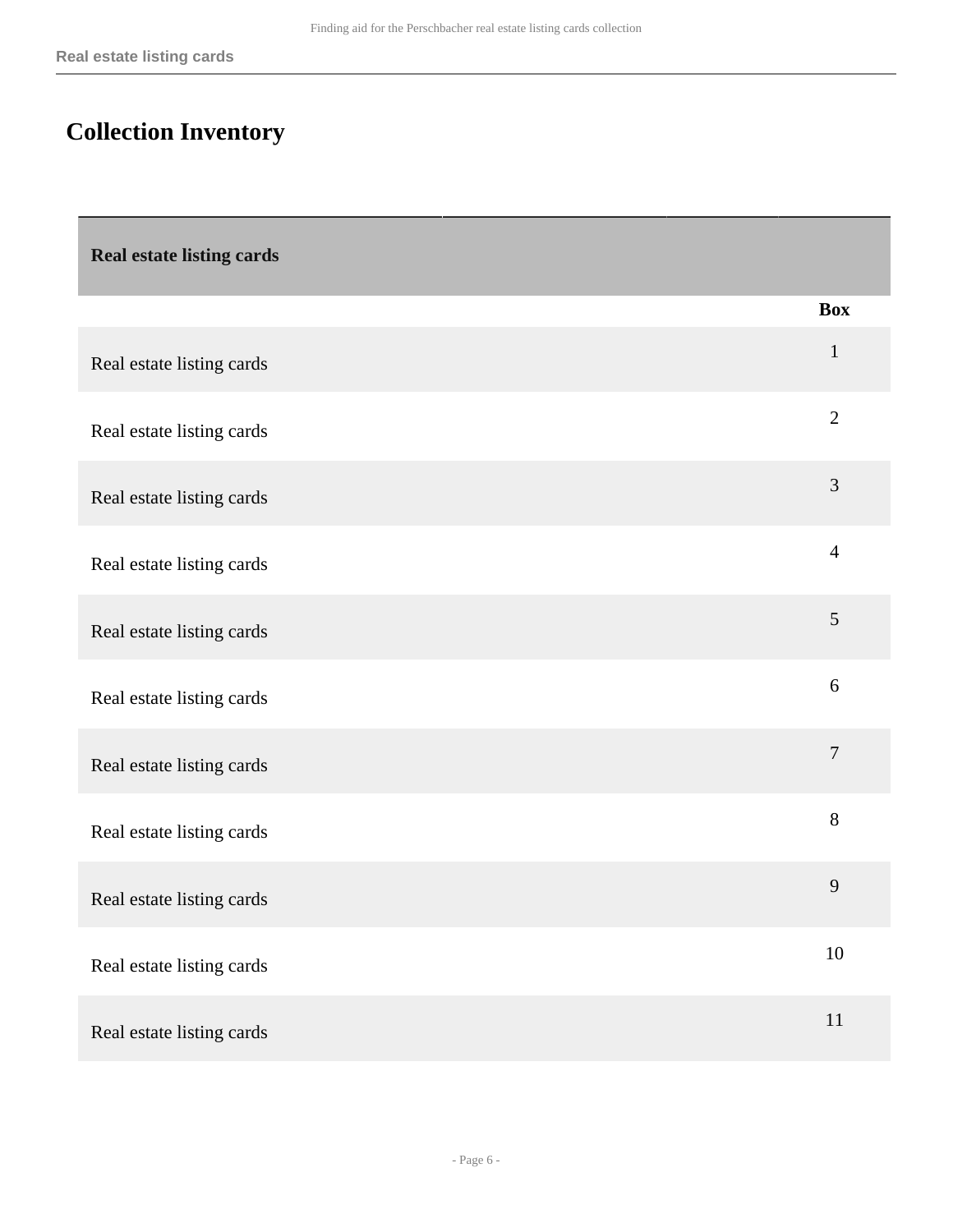## Collection Inventory

| Real estate listing cards | |
|---|---|
| | **Box** |
| Real estate listing cards | 1 |
| Real estate listing cards | 2 |
| Real estate listing cards | 3 |
| Real estate listing cards | 4 |
| Real estate listing cards | 5 |
| Real estate listing cards | 6 |
| Real estate listing cards | 7 |
| Real estate listing cards | 8 |
| Real estate listing cards | 9 |
| Real estate listing cards | 10 |
| Real estate listing cards | 11 |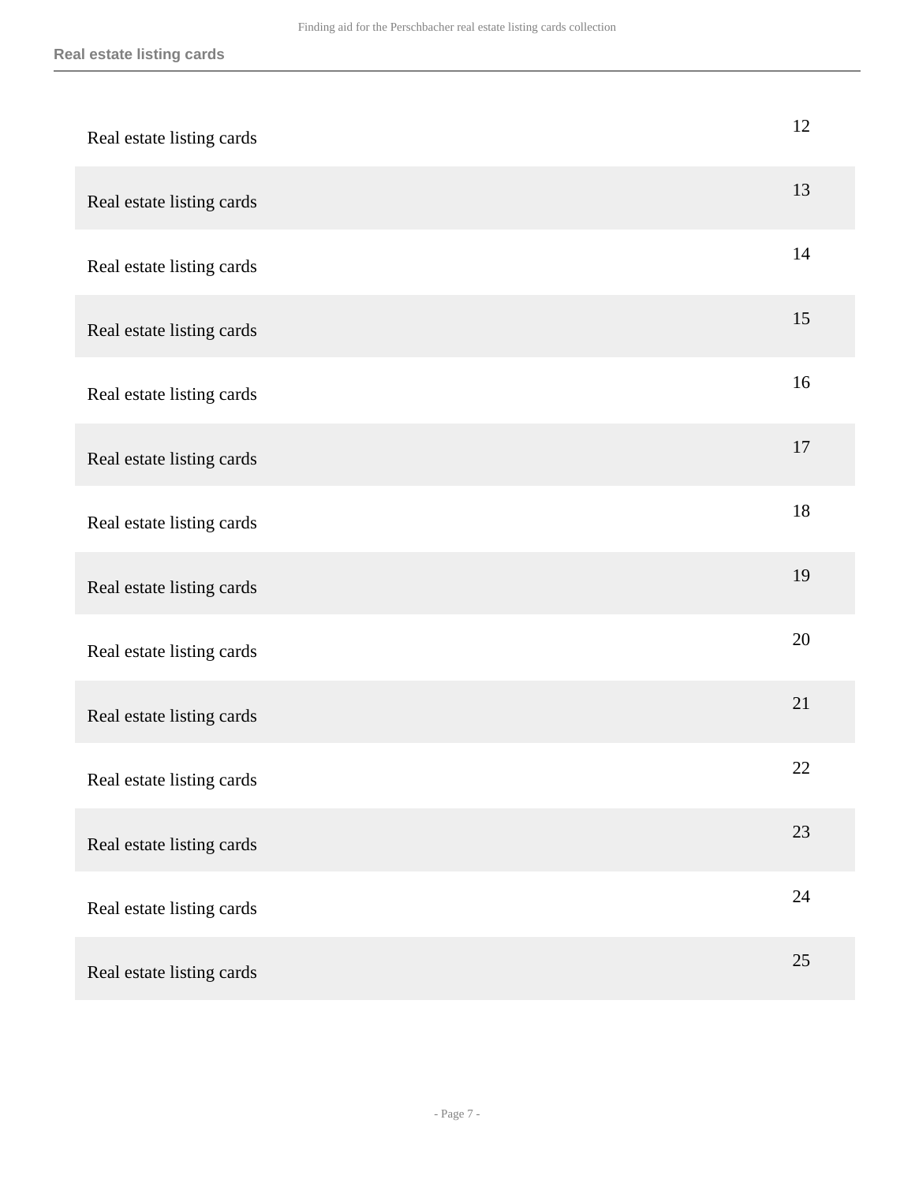| | |
|---|---|
| Real estate listing cards | 12 |
| Real estate listing cards | 13 |
| Real estate listing cards | 14 |
| Real estate listing cards | 15 |
| Real estate listing cards | 16 |
| Real estate listing cards | 17 |
| Real estate listing cards | 18 |
| Real estate listing cards | 19 |
| Real estate listing cards | 20 |
| Real estate listing cards | 21 |
| Real estate listing cards | 22 |
| Real estate listing cards | 23 |
| Real estate listing cards | 24 |
| Real estate listing cards | 25 |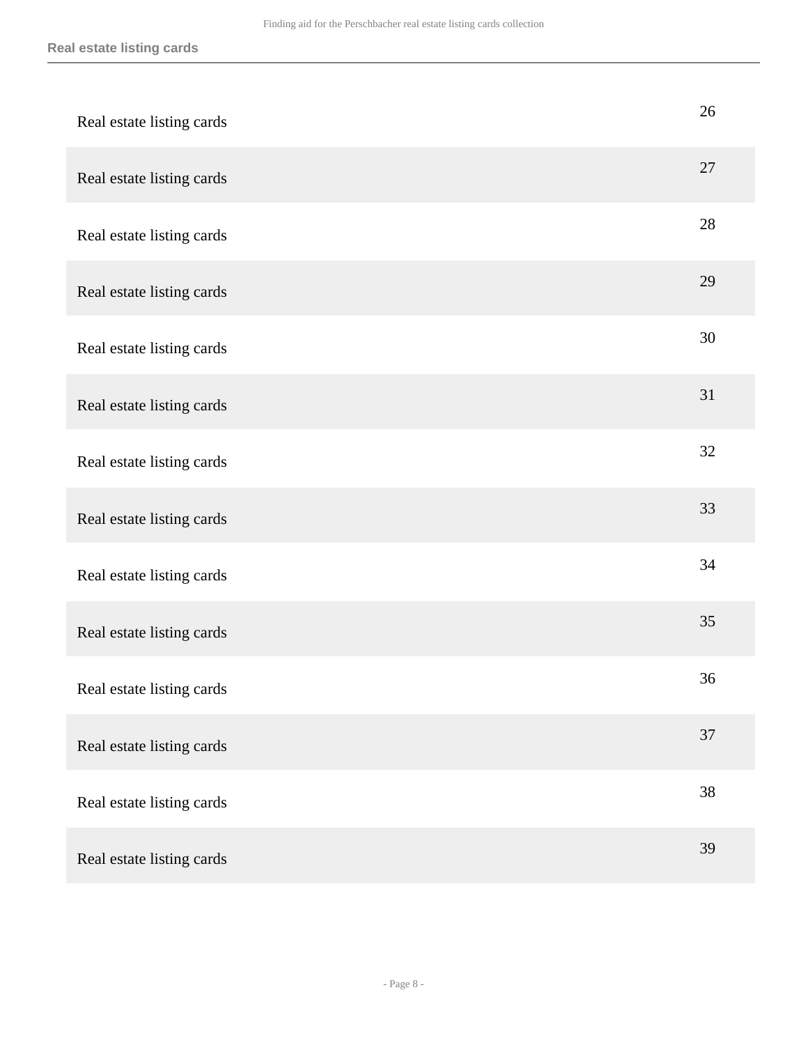| | |
|---|---|
| Real estate listing cards | 26 |
| Real estate listing cards | 27 |
| Real estate listing cards | 28 |
| Real estate listing cards | 29 |
| Real estate listing cards | 30 |
| Real estate listing cards | 31 |
| Real estate listing cards | 32 |
| Real estate listing cards | 33 |
| Real estate listing cards | 34 |
| Real estate listing cards | 35 |
| Real estate listing cards | 36 |
| Real estate listing cards | 37 |
| Real estate listing cards | 38 |
| Real estate listing cards | 39 |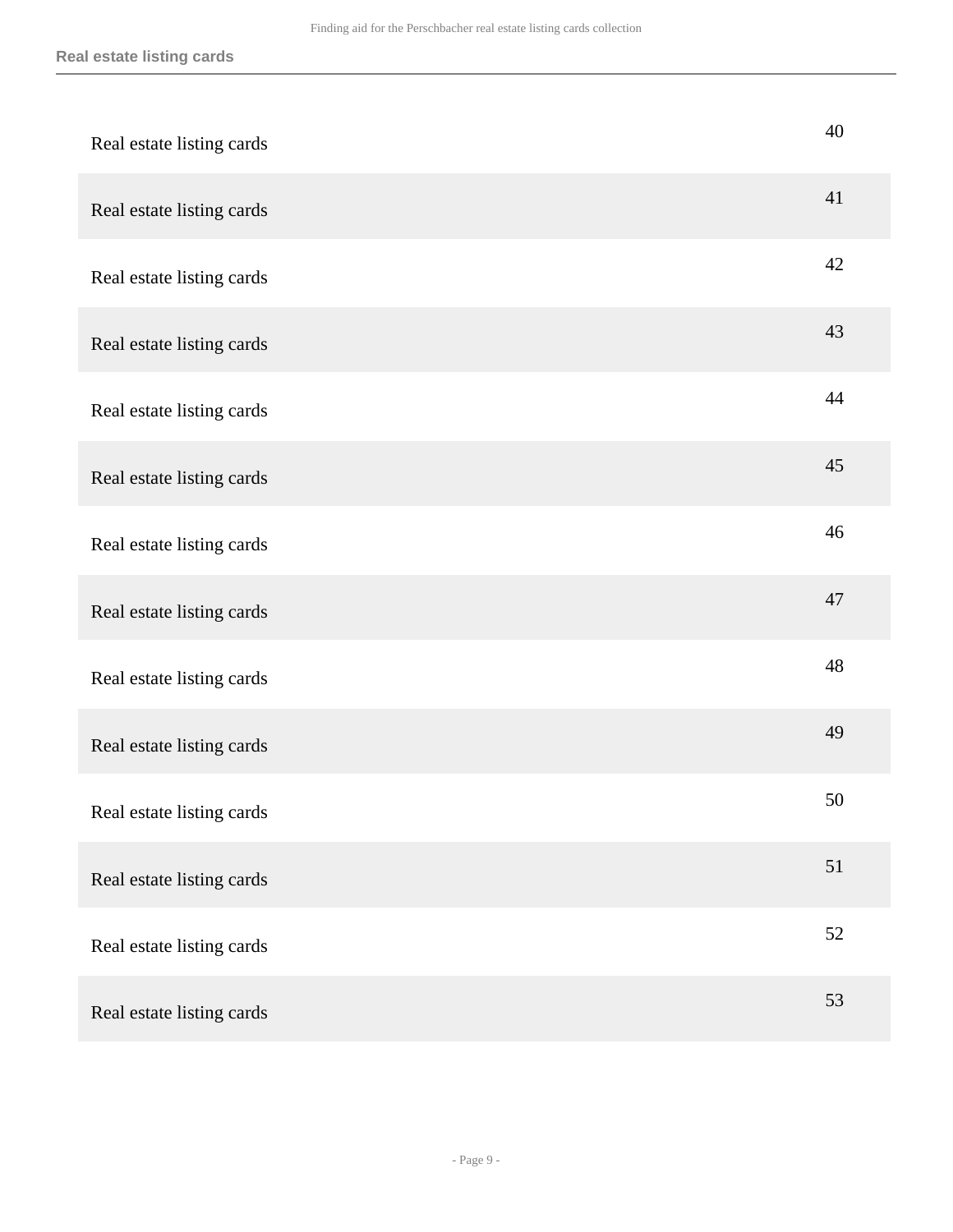| | |
|---|---|
| Real estate listing cards | 40 |
| Real estate listing cards | 41 |
| Real estate listing cards | 42 |
| Real estate listing cards | 43 |
| Real estate listing cards | 44 |
| Real estate listing cards | 45 |
| Real estate listing cards | 46 |
| Real estate listing cards | 47 |
| Real estate listing cards | 48 |
| Real estate listing cards | 49 |
| Real estate listing cards | 50 |
| Real estate listing cards | 51 |
| Real estate listing cards | 52 |
| Real estate listing cards | 53 |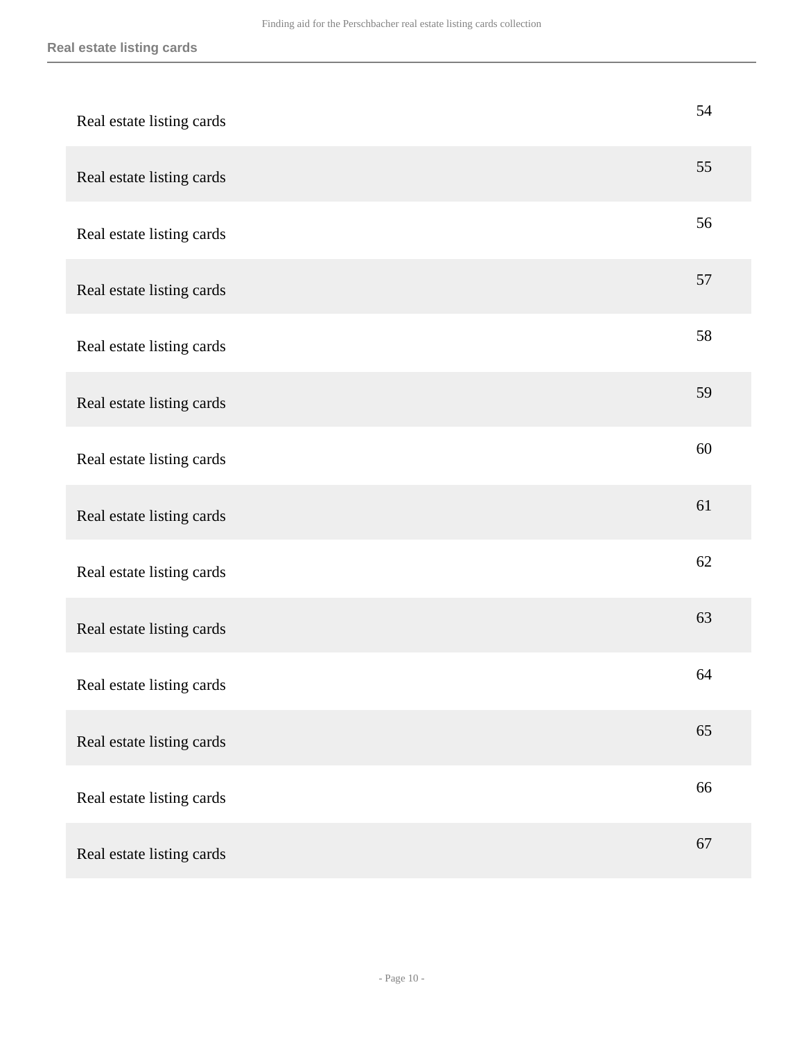| | |
|---|---|
| Real estate listing cards | 54 |
| Real estate listing cards | 55 |
| Real estate listing cards | 56 |
| Real estate listing cards | 57 |
| Real estate listing cards | 58 |
| Real estate listing cards | 59 |
| Real estate listing cards | 60 |
| Real estate listing cards | 61 |
| Real estate listing cards | 62 |
| Real estate listing cards | 63 |
| Real estate listing cards | 64 |
| Real estate listing cards | 65 |
| Real estate listing cards | 66 |
| Real estate listing cards | 67 |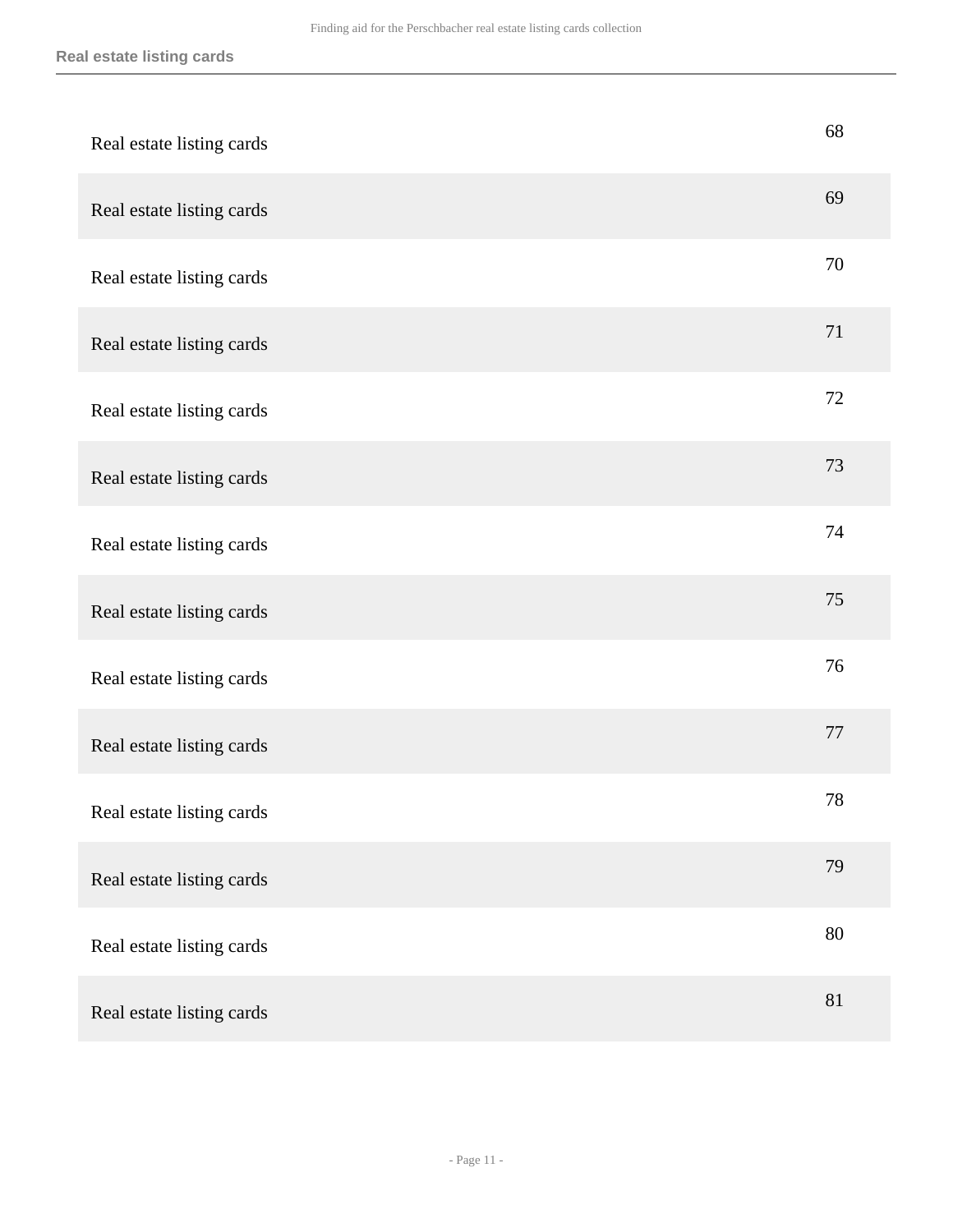| | |
|---|---|
| Real estate listing cards | 68 |
| Real estate listing cards | 69 |
| Real estate listing cards | 70 |
| Real estate listing cards | 71 |
| Real estate listing cards | 72 |
| Real estate listing cards | 73 |
| Real estate listing cards | 74 |
| Real estate listing cards | 75 |
| Real estate listing cards | 76 |
| Real estate listing cards | 77 |
| Real estate listing cards | 78 |
| Real estate listing cards | 79 |
| Real estate listing cards | 80 |
| Real estate listing cards | 81 |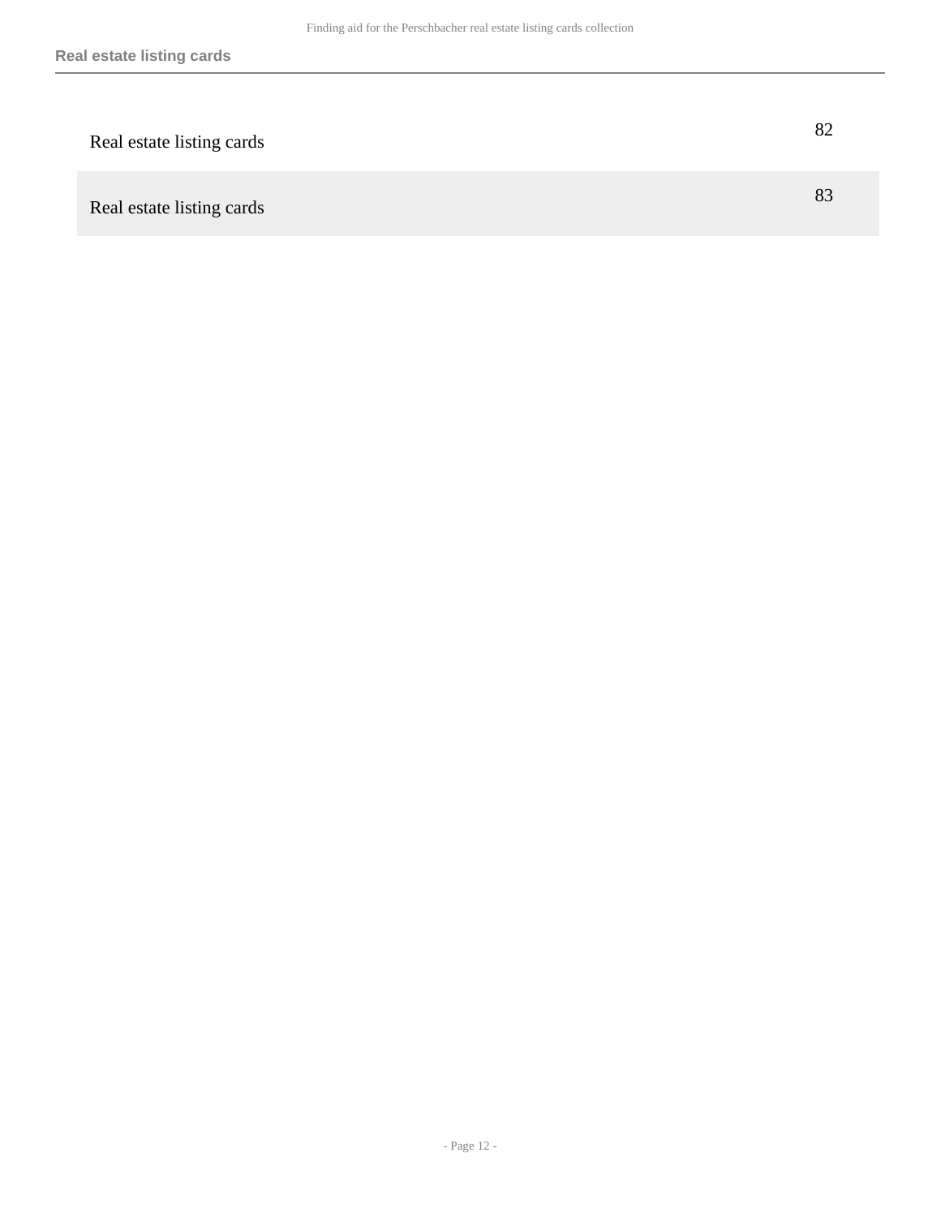| | |
|---|---|
| Real estate listing cards | 82 |
| Real estate listing cards | 83 |